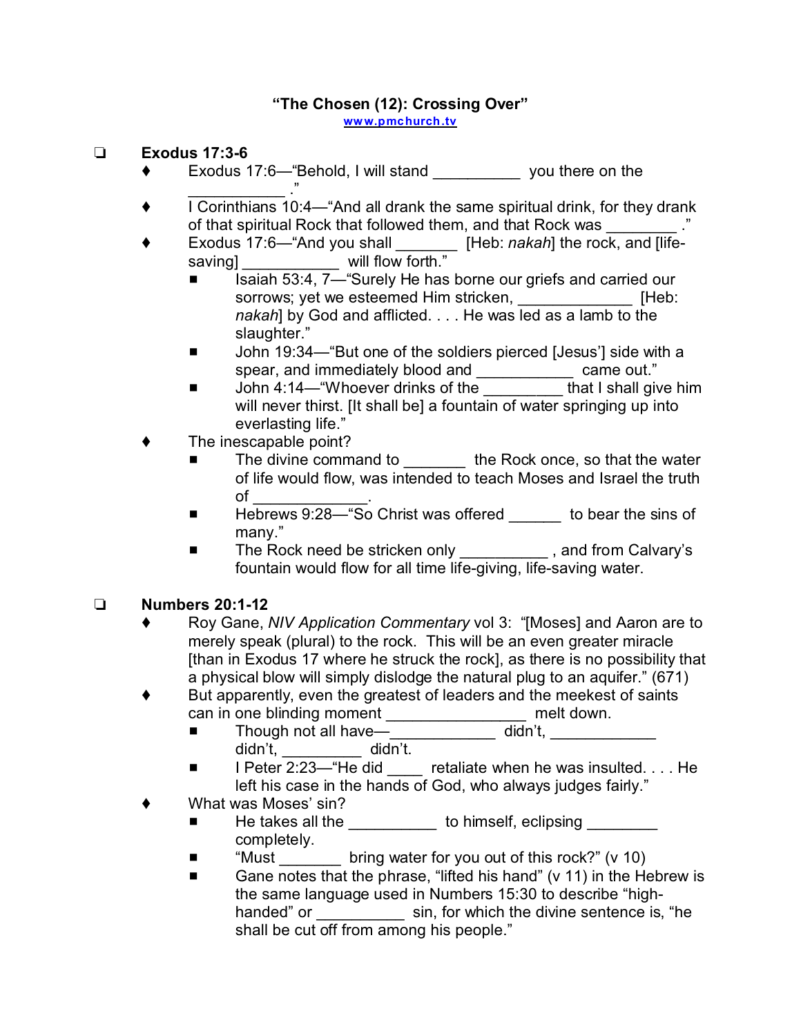**"The Chosen (12): Crossing Over"**

www.pmchurch.tv

- **Exodus 17:3-6**
  - Exodus 17:6—"Behold, I will stand __________ you there on the ___________ ."
  - I Corinthians 10:4—"And all drank the same spiritual drink, for they drank of that spiritual Rock that followed them, and that Rock was ________ ."
  - Exodus 17:6—"And you shall _______ [Heb: *nakah*] the rock, and [life-saving] ___________ will flow forth."
    - Isaiah 53:4, 7—"Surely He has borne our griefs and carried our sorrows; yet we esteemed Him stricken, _____________ [Heb: *nakah*] by God and afflicted. . . . He was led as a lamb to the slaughter."
    - John 19:34—"But one of the soldiers pierced [Jesus'] side with a spear, and immediately blood and ___________ came out."
    - John 4:14—"Whoever drinks of the _________ that I shall give him will never thirst. [It shall be] a fountain of water springing up into everlasting life."
  - The inescapable point?
    - The divine command to _______ the Rock once, so that the water of life would flow, was intended to teach Moses and Israel the truth of _____________.
    - Hebrews 9:28—"So Christ was offered ______ to bear the sins of many."
    - The Rock need be stricken only __________ , and from Calvary's fountain would flow for all time life-giving, life-saving water.

- **Numbers 20:1-12**
  - Roy Gane, *NIV Application Commentary* vol 3: "[Moses] and Aaron are to merely speak (plural) to the rock. This will be an even greater miracle [than in Exodus 17 where he struck the rock], as there is no possibility that a physical blow will simply dislodge the natural plug to an aquifer." (671)
  - But apparently, even the greatest of leaders and the meekest of saints can in one blinding moment ________________ melt down.
    - Though not all have—____________ didn't, ____________ didn't, _________ didn't.
    - I Peter 2:23—"He did ____ retaliate when he was insulted. . . . He left his case in the hands of God, who always judges fairly."
  - What was Moses' sin?
    - He takes all the __________ to himself, eclipsing ________ completely.
    - "Must _______ bring water for you out of this rock?" (v 10)
    - Gane notes that the phrase, "lifted his hand" (v 11) in the Hebrew is the same language used in Numbers 15:30 to describe "high-handed" or __________ sin, for which the divine sentence is, "he shall be cut off from among his people."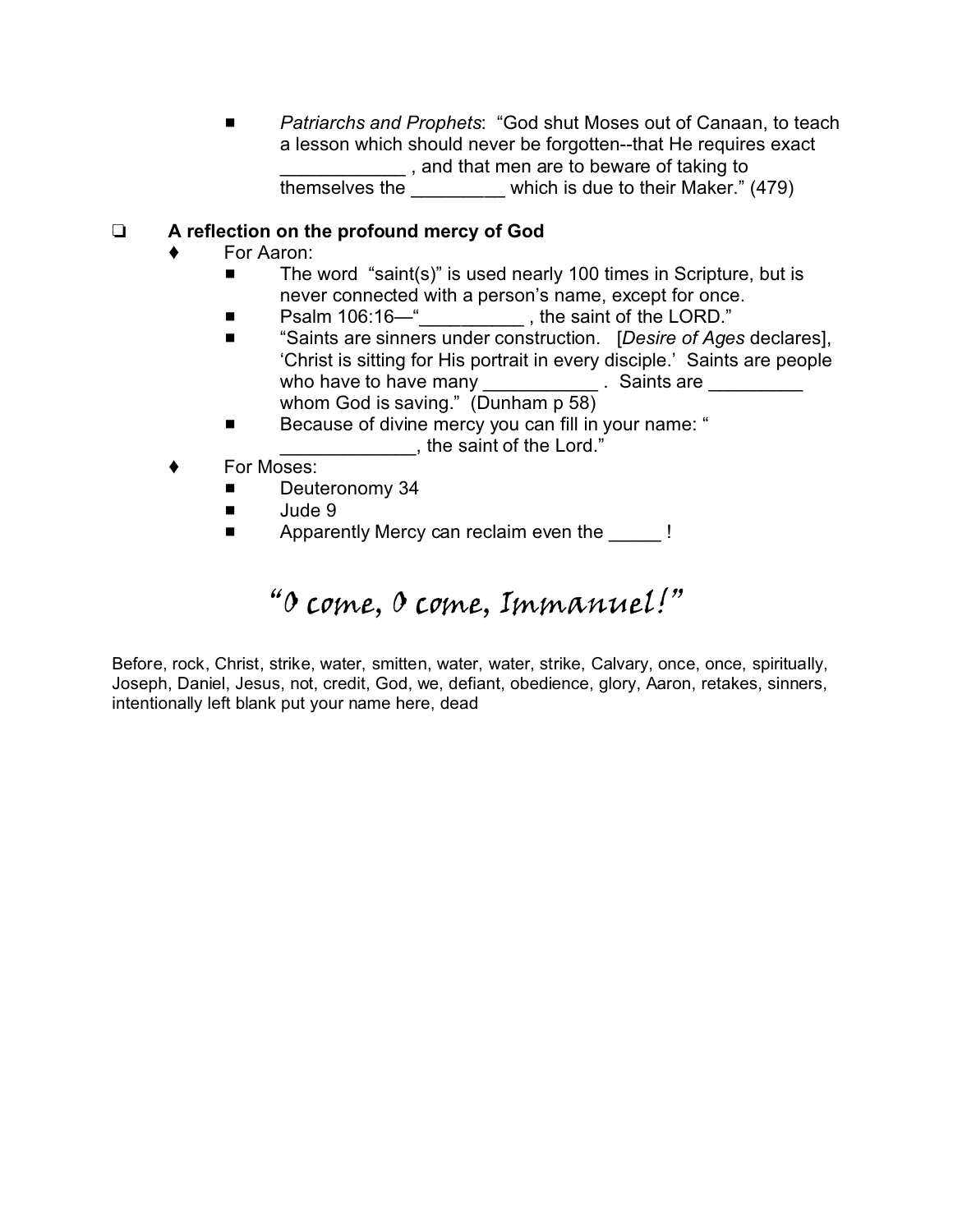- *Patriarchs and Prophets*: "God shut Moses out of Canaan, to teach a lesson which should never be forgotten--that He requires exact ___________ , and that men are to beware of taking to themselves the _________ which is due to their Maker." (479)

- **A reflection on the profound mercy of God**
  - For Aaron:
    - The word "saint(s)" is used nearly 100 times in Scripture, but is never connected with a person's name, except for once.
    - Psalm 106:16—"__________ , the saint of the LORD."
    - "Saints are sinners under construction. [*Desire of Ages* declares], 'Christ is sitting for His portrait in every disciple.' Saints are people who have to have many ___________ . Saints are _________ whom God is saving." (Dunham p 58)
    - Because of divine mercy you can fill in your name: " ____________, the saint of the Lord."
  - For Moses:
    - Deuteronomy 34
    - Jude 9
    - Apparently Mercy can reclaim even the _____ !

## *"O come, O come, Immanuel!"*

Before, rock, Christ, strike, water, smitten, water, water, strike, Calvary, once, once, spiritually, Joseph, Daniel, Jesus, not, credit, God, we, defiant, obedience, glory, Aaron, retakes, sinners, intentionally left blank put your name here, dead